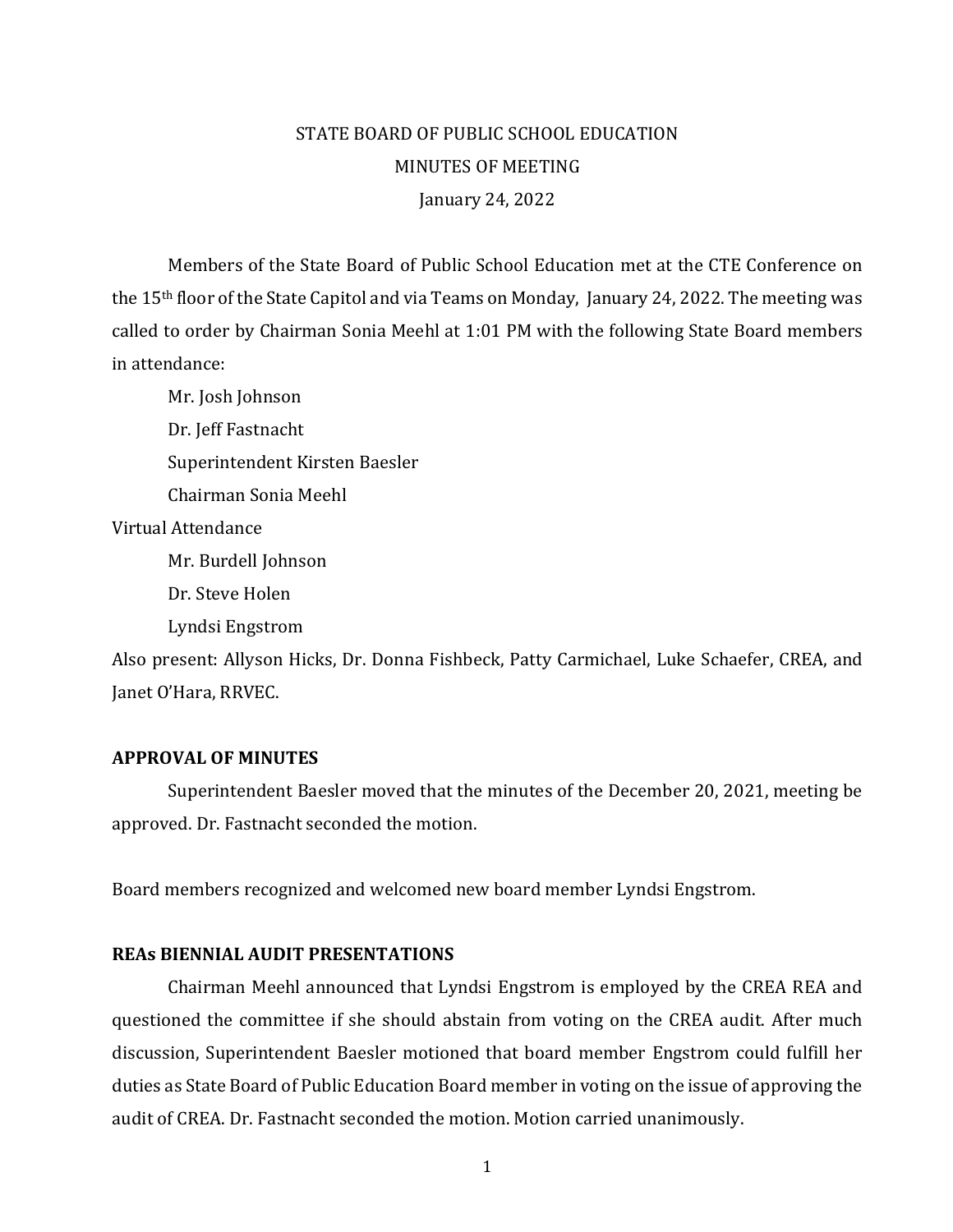STATE BOARD OF PUBLIC SCHOOL EDUCATION

MINUTES OF MEETING

January 24, 2022

Members of the State Board of Public School Education met at the CTE Conference on the 15th floor of the State Capitol and via Teams on Monday, January 24, 2022. The meeting was called to order by Chairman Sonia Meehl at 1:01 PM with the following State Board members in attendance:

Mr. Josh Johnson

Dr. Jeff Fastnacht

Superintendent Kirsten Baesler

Chairman Sonia Meehl

Virtual Attendance

Mr. Burdell Johnson

Dr. Steve Holen

Lyndsi Engstrom

Also present: Allyson Hicks, Dr. Donna Fishbeck, Patty Carmichael, Luke Schaefer, CREA, and Janet O'Hara, RRVEC.

**APPROVAL OF MINUTES**

Superintendent Baesler moved that the minutes of the December 20, 2021, meeting be approved. Dr. Fastnacht seconded the motion.

Board members recognized and welcomed new board member Lyndsi Engstrom.

**REAs BIENNIAL AUDIT PRESENTATIONS**

Chairman Meehl announced that Lyndsi Engstrom is employed by the CREA REA and questioned the committee if she should abstain from voting on the CREA audit. After much discussion, Superintendent Baesler motioned that board member Engstrom could fulfill her duties as State Board of Public Education Board member in voting on the issue of approving the audit of CREA. Dr. Fastnacht seconded the motion. Motion carried unanimously.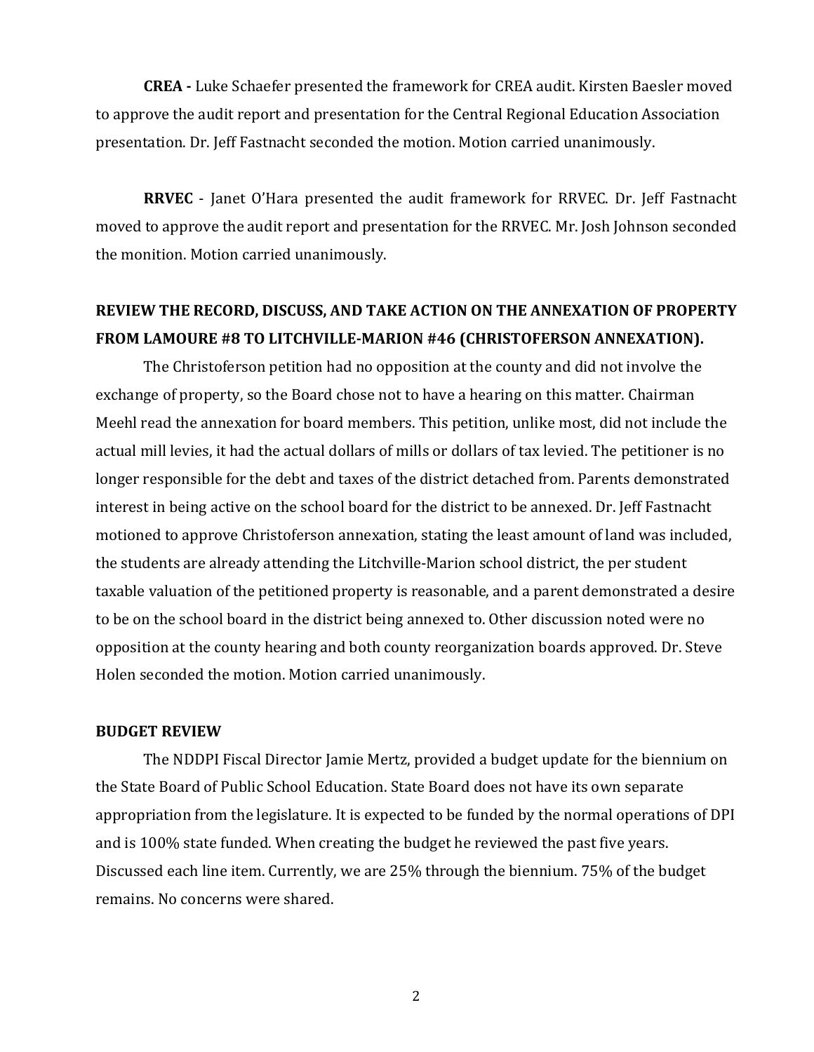**CREA -** Luke Schaefer presented the framework for CREA audit. Kirsten Baesler moved to approve the audit report and presentation for the Central Regional Education Association presentation. Dr. Jeff Fastnacht seconded the motion. Motion carried unanimously.

**RRVEC** - Janet O'Hara presented the audit framework for RRVEC. Dr. Jeff Fastnacht moved to approve the audit report and presentation for the RRVEC. Mr. Josh Johnson seconded the monition. Motion carried unanimously.

## REVIEW THE RECORD, DISCUSS, AND TAKE ACTION ON THE ANNEXATION OF PROPERTY FROM LAMOURE #8 TO LITCHVILLE-MARION #46 (CHRISTOFERSON ANNEXATION).

The Christoferson petition had no opposition at the county and did not involve the exchange of property, so the Board chose not to have a hearing on this matter. Chairman Meehl read the annexation for board members. This petition, unlike most, did not include the actual mill levies, it had the actual dollars of mills or dollars of tax levied. The petitioner is no longer responsible for the debt and taxes of the district detached from. Parents demonstrated interest in being active on the school board for the district to be annexed. Dr. Jeff Fastnacht motioned to approve Christoferson annexation, stating the least amount of land was included, the students are already attending the Litchville-Marion school district, the per student taxable valuation of the petitioned property is reasonable, and a parent demonstrated a desire to be on the school board in the district being annexed to. Other discussion noted were no opposition at the county hearing and both county reorganization boards approved. Dr. Steve Holen seconded the motion. Motion carried unanimously.

## BUDGET REVIEW

The NDDPI Fiscal Director Jamie Mertz, provided a budget update for the biennium on the State Board of Public School Education. State Board does not have its own separate appropriation from the legislature. It is expected to be funded by the normal operations of DPI and is 100% state funded. When creating the budget he reviewed the past five years. Discussed each line item. Currently, we are 25% through the biennium. 75% of the budget remains. No concerns were shared.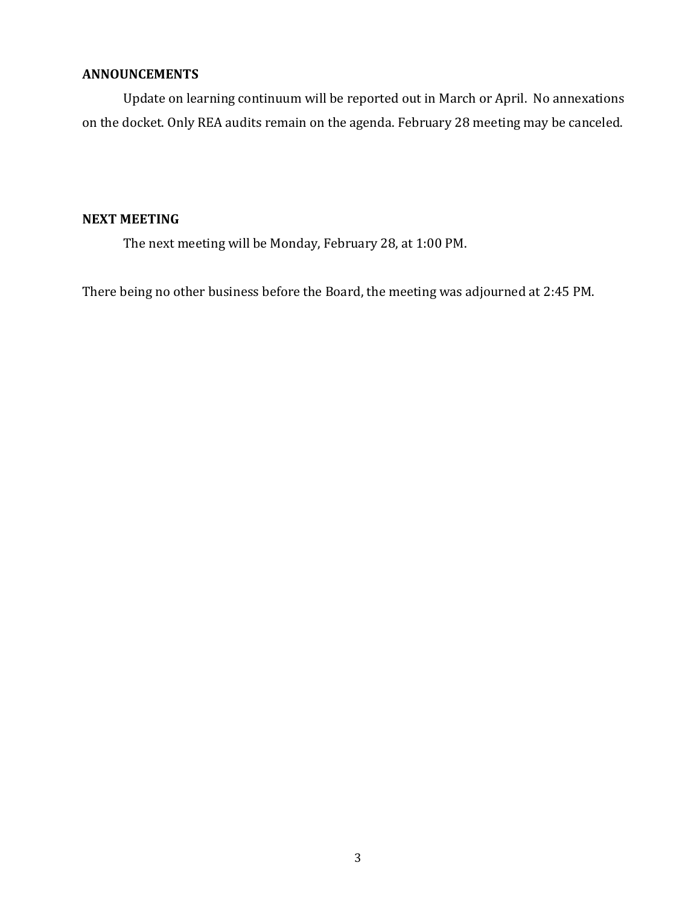## ANNOUNCEMENTS

Update on learning continuum will be reported out in March or April. No annexations on the docket. Only REA audits remain on the agenda. February 28 meeting may be canceled.

## NEXT MEETING

The next meeting will be Monday, February 28, at 1:00 PM.

There being no other business before the Board, the meeting was adjourned at 2:45 PM.